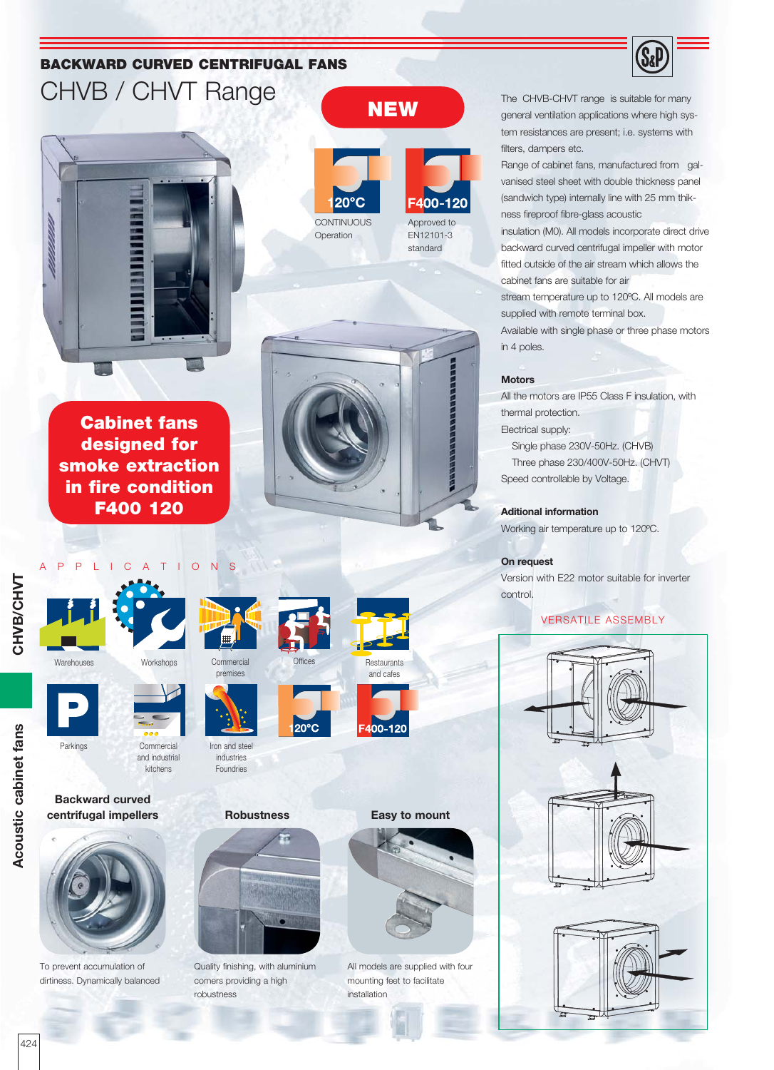## BACKWARD CURVED CENTRIFUGAL FANS

# CHVB / CHVT Range

**NEW**

120°C CONTINUOUS Operation

F400-120 Approved to EN12101-3 standard

**Cabinet fans designed for smoke extraction in fire condition F400 120**

The CHVB-CHVT range is suitable for many general ventilation applications where high system resistances are present; i.e. systems with filters, dampers etc.

Range of cabinet fans, manufactured from galvanised steel sheet with double thickness panel (sandwich type) internally line with 25 mm thikness fireproof fibre-glass acoustic insulation (M0). All models incorporate direct drive backward curved centrifugal impeller with motor fitted outside of the air stream which allows the cabinet fans are suitable for air stream temperature up to 120ºC. All models are supplied with remote terminal box.

Available with single phase or three phase motors in 4 poles.

### Motors

All the motors are IP55 Class F insulation, with thermal protection.

Electrical supply:

- Single phase 230V-50Hz. (CHVB)
- Three phase 230/400V-50Hz. (CHVT)

Speed controllable by Voltage.

### Aditional information

Working air temperature up to 120ºC.

### On request

Version with E22 motor suitable for inverter control.

VERSATILE ASSEMBLY

## APPLICATIONS

Warehouses, Workshops, Commercial premises, Offices, Restaurants and cafes, Parkings, Commercial and industrial kitchens, Iron and steel industries Foundries

120°C

F400-120

### Backward curved centrifugal impellers

To prevent accumulation of dirtiness. Dynamically balanced

### Robustness

Quality finishing, with aluminium corners providing a high robustness

### Easy to mount

All models are supplied with four mounting feet to facilitate installation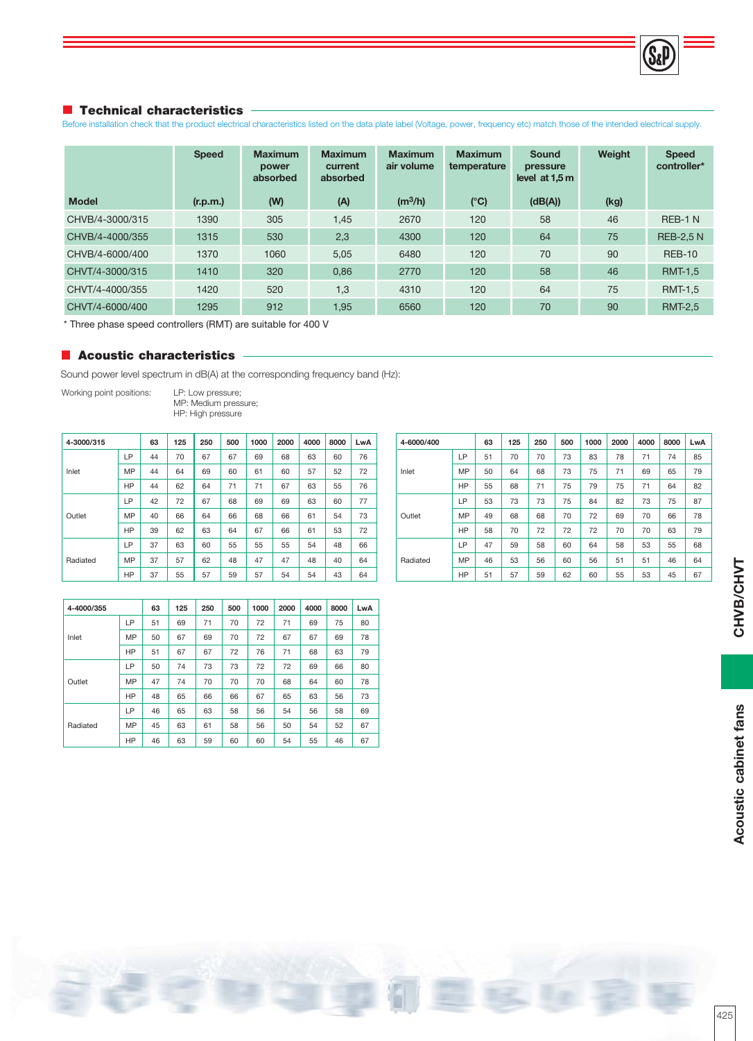## Technical characteristics

Before installation check that the product electrical characteristics listed on the data plate label (Voltage, power, frequency etc) match those of the intended electrical supply.

| Model | Speed (r.p.m.) | Maximum power absorbed (W) | Maximum current absorbed (A) | Maximum air volume ($m^3$/h) | Maximum temperature (°C) | Sound pressure level at 1,5 m (dB(A)) | Weight (kg) | Speed controller* |
|---|---|---|---|---|---|---|---|---|
| CHVB/4-3000/315 | 1390 | 305 | 1,45 | 2670 | 120 | 58 | 46 | REB-1 N |
| CHVB/4-4000/355 | 1315 | 530 | 2,3 | 4300 | 120 | 64 | 75 | REB-2,5 N |
| CHVB/4-6000/400 | 1370 | 1060 | 5,05 | 6480 | 120 | 70 | 90 | REB-10 |
| CHVT/4-3000/315 | 1410 | 320 | 0,86 | 2770 | 120 | 58 | 46 | RMT-1,5 |
| CHVT/4-4000/355 | 1420 | 520 | 1,3 | 4310 | 120 | 64 | 75 | RMT-1,5 |
| CHVT/4-6000/400 | 1295 | 912 | 1,95 | 6560 | 120 | 70 | 90 | RMT-2,5 |

* Three phase speed controllers (RMT) are suitable for 400 V

## Acoustic characteristics

Sound power level spectrum in dB(A) at the corresponding frequency band (Hz):

Working point positions: LP: Low pressure; MP: Medium pressure; HP: High pressure

| 4-3000/315 | | 63 | 125 | 250 | 500 | 1000 | 2000 | 4000 | 8000 | LwA |
|---|---|---|---|---|---|---|---|---|---|---|
| Inlet | LP | 44 | 70 | 67 | 67 | 69 | 68 | 63 | 60 | 76 |
| | MP | 44 | 64 | 69 | 60 | 61 | 60 | 57 | 52 | 72 |
| | HP | 44 | 62 | 64 | 71 | 71 | 67 | 63 | 55 | 76 |
| Outlet | LP | 42 | 72 | 67 | 68 | 69 | 69 | 63 | 60 | 77 |
| | MP | 40 | 66 | 64 | 66 | 68 | 66 | 61 | 54 | 73 |
| | HP | 39 | 62 | 63 | 64 | 67 | 66 | 61 | 53 | 72 |
| Radiated | LP | 37 | 63 | 60 | 55 | 55 | 55 | 54 | 48 | 66 |
| | MP | 37 | 57 | 62 | 48 | 47 | 47 | 48 | 40 | 64 |
| | HP | 37 | 55 | 57 | 59 | 57 | 54 | 54 | 43 | 64 |

| 4-6000/400 | | 63 | 125 | 250 | 500 | 1000 | 2000 | 4000 | 8000 | LwA |
|---|---|---|---|---|---|---|---|---|---|---|
| Inlet | LP | 51 | 70 | 70 | 73 | 83 | 78 | 71 | 74 | 85 |
| | MP | 50 | 64 | 68 | 73 | 75 | 71 | 69 | 65 | 79 |
| | HP | 55 | 68 | 71 | 75 | 79 | 75 | 71 | 64 | 82 |
| Outlet | LP | 53 | 73 | 73 | 75 | 84 | 82 | 73 | 75 | 87 |
| | MP | 49 | 68 | 68 | 70 | 72 | 69 | 70 | 66 | 78 |
| | HP | 58 | 70 | 72 | 72 | 72 | 70 | 70 | 63 | 79 |
| Radiated | LP | 47 | 59 | 58 | 60 | 64 | 58 | 53 | 55 | 68 |
| | MP | 46 | 53 | 56 | 60 | 56 | 51 | 51 | 46 | 64 |
| | HP | 51 | 57 | 59 | 62 | 60 | 55 | 53 | 45 | 67 |

| 4-4000/355 | | 63 | 125 | 250 | 500 | 1000 | 2000 | 4000 | 8000 | LwA |
|---|---|---|---|---|---|---|---|---|---|---|
| Inlet | LP | 51 | 69 | 71 | 70 | 72 | 71 | 69 | 75 | 80 |
| | MP | 50 | 67 | 69 | 70 | 72 | 67 | 67 | 69 | 78 |
| | HP | 51 | 67 | 67 | 72 | 76 | 71 | 68 | 63 | 79 |
| Outlet | LP | 50 | 74 | 73 | 73 | 72 | 72 | 69 | 66 | 80 |
| | MP | 47 | 74 | 70 | 70 | 70 | 68 | 64 | 60 | 78 |
| | HP | 48 | 65 | 66 | 66 | 67 | 65 | 63 | 56 | 73 |
| Radiated | LP | 46 | 65 | 63 | 58 | 56 | 54 | 56 | 58 | 69 |
| | MP | 45 | 63 | 61 | 58 | 56 | 50 | 54 | 52 | 67 |
| | HP | 46 | 63 | 59 | 60 | 60 | 54 | 55 | 46 | 67 |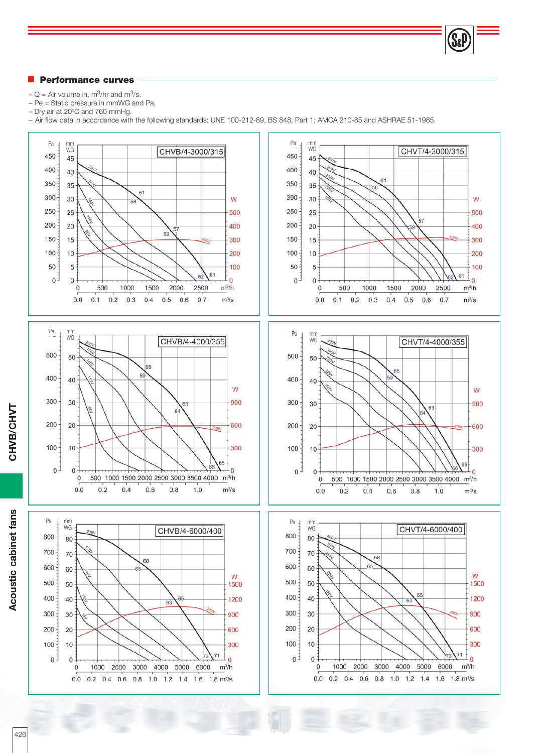## Performance curves

- Q = Air volume in, $m^3$/hr and $m^3$/s.
- Pe = Static pressure in mmWG and Pa.
- Dry air at 20ºC and 760 mmHg.
- Air flow data in accordance with the following standards: UNE 100-212-89, BS 848, Part 1; AMCA 210-85 and ASHRAE 51-1985.

CHVB/4-3000/315

CHVT/4-3000/315

CHVB/4-4000/355

CHVT/4-4000/355

CHVB/4-6000/400

CHVT/4-6000/400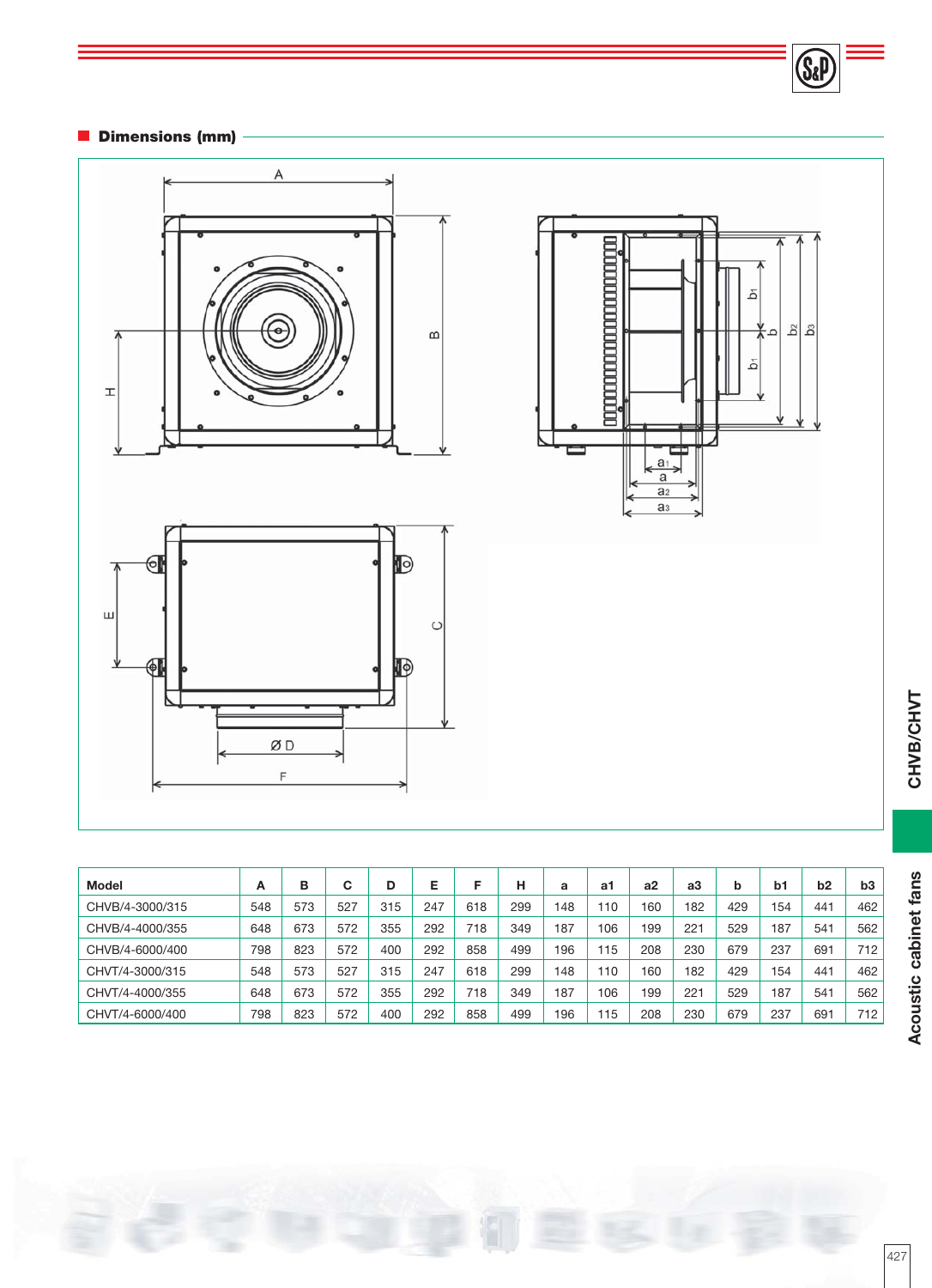## Dimensions (mm)

| Model | A | B | C | D | E | F | H | a | a1 | a2 | a3 | b | b1 | b2 | b3 |
|---|---|---|---|---|---|---|---|---|---|---|---|---|---|---|---|
| CHVB/4-3000/315 | 548 | 573 | 527 | 315 | 247 | 618 | 299 | 148 | 110 | 160 | 182 | 429 | 154 | 441 | 462 |
| CHVB/4-4000/355 | 648 | 673 | 572 | 355 | 292 | 718 | 349 | 187 | 106 | 199 | 221 | 529 | 187 | 541 | 562 |
| CHVB/4-6000/400 | 798 | 823 | 572 | 400 | 292 | 858 | 499 | 196 | 115 | 208 | 230 | 679 | 237 | 691 | 712 |
| CHVT/4-3000/315 | 548 | 573 | 527 | 315 | 247 | 618 | 299 | 148 | 110 | 160 | 182 | 429 | 154 | 441 | 462 |
| CHVT/4-4000/355 | 648 | 673 | 572 | 355 | 292 | 718 | 349 | 187 | 106 | 199 | 221 | 529 | 187 | 541 | 562 |
| CHVT/4-6000/400 | 798 | 823 | 572 | 400 | 292 | 858 | 499 | 196 | 115 | 208 | 230 | 679 | 237 | 691 | 712 |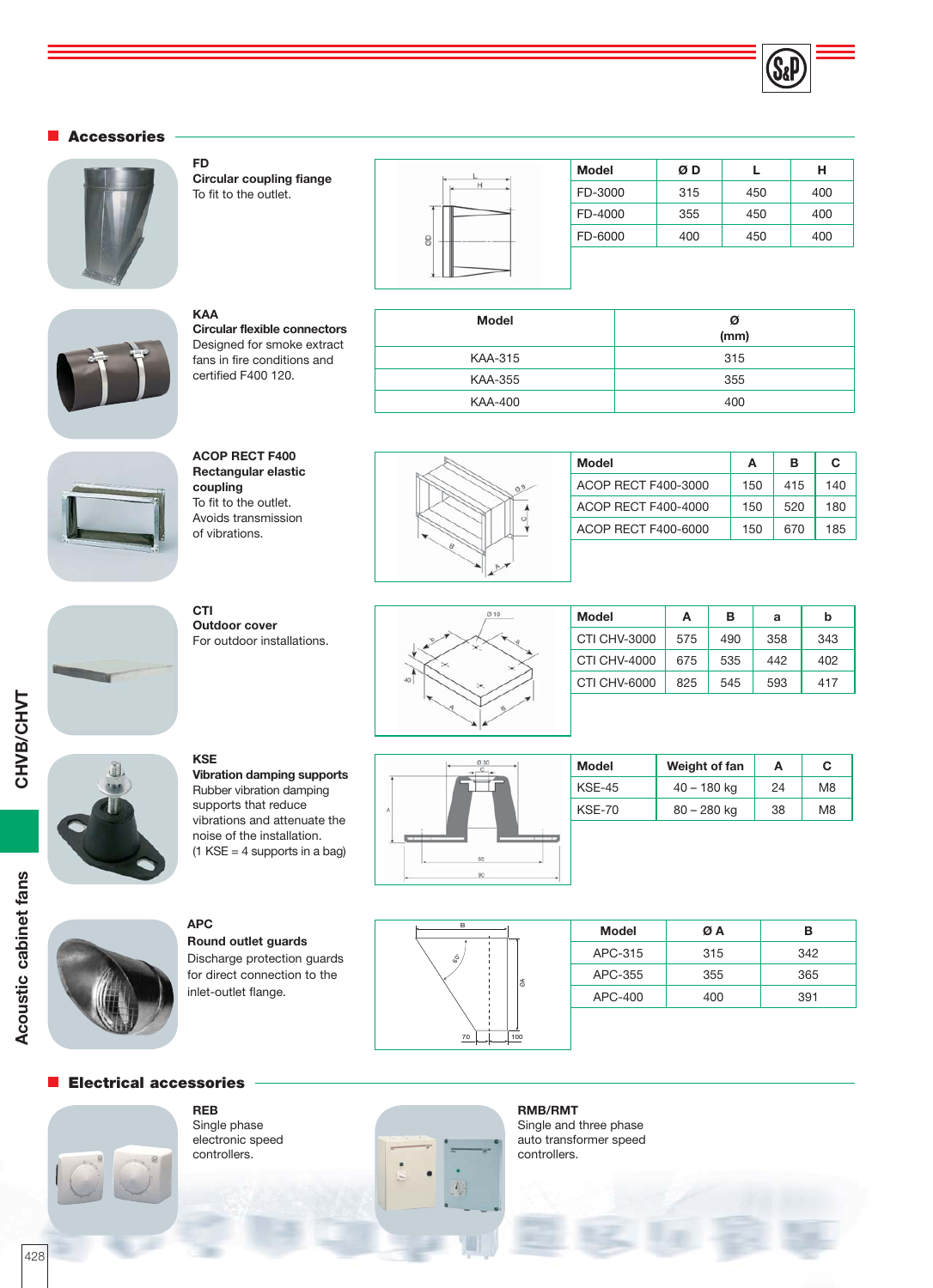## Accessories

**FD**
**Circular coupling flange**
To fit to the outlet.

| Model | Ø D | L | H |
|---|---|---|---|
| FD-3000 | 315 | 450 | 400 |
| FD-4000 | 355 | 450 | 400 |
| FD-6000 | 400 | 450 | 400 |

**KAA**
**Circular flexible connectors**
Designed for smoke extract fans in fire conditions and certified F400 120.

| Model | Ø (mm) |
|---|---|
| KAA-315 | 315 |
| KAA-355 | 355 |
| KAA-400 | 400 |

**ACOP RECT F400**
**Rectangular elastic coupling**
To fit to the outlet.
Avoids transmission of vibrations.

| Model | A | B | C |
|---|---|---|---|
| ACOP RECT F400-3000 | 150 | 415 | 140 |
| ACOP RECT F400-4000 | 150 | 520 | 180 |
| ACOP RECT F400-6000 | 150 | 670 | 185 |

**CTI**
**Outdoor cover**
For outdoor installations.

| Model | A | B | a | b |
|---|---|---|---|---|
| CTI CHV-3000 | 575 | 490 | 358 | 343 |
| CTI CHV-4000 | 675 | 535 | 442 | 402 |
| CTI CHV-6000 | 825 | 545 | 593 | 417 |

**KSE**
**Vibration damping supports**
Rubber vibration damping supports that reduce vibrations and attenuate the noise of the installation.
(1 KSE = 4 supports in a bag)

| Model | Weight of fan | A | C |
|---|---|---|---|
| KSE-45 | 40 – 180 kg | 24 | M8 |
| KSE-70 | 80 – 280 kg | 38 | M8 |

**APC**
**Round outlet guards**
Discharge protection guards for direct connection to the inlet-outlet flange.

| Model | Ø A | B |
|---|---|---|
| APC-315 | 315 | 342 |
| APC-355 | 355 | 365 |
| APC-400 | 400 | 391 |

## Electrical accessories

**REB**
Single phase electronic speed controllers.

**RMB/RMT**
Single and three phase auto transformer speed controllers.